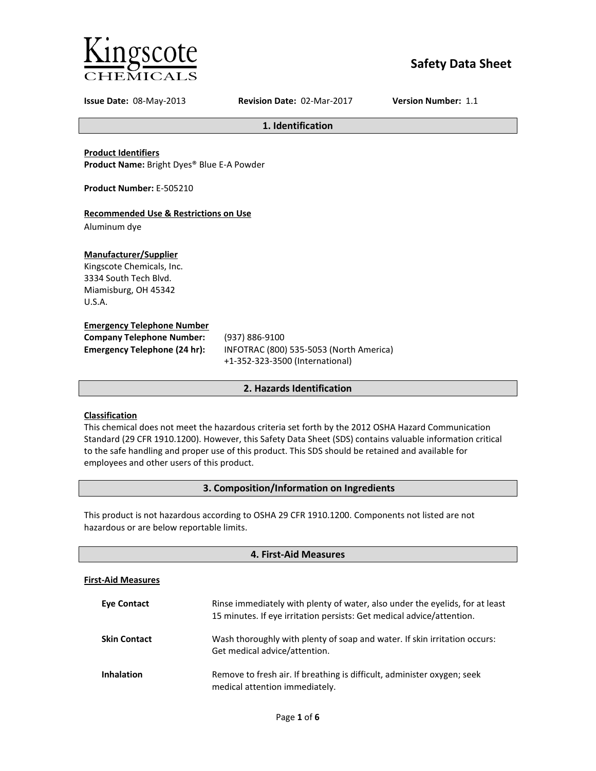Kingscote CHEMICALS

# Safety Data Sheet

**Issue Date:** 08-May-2013 **Revision Date:** 02-Mar-2017 **Version Number:** 1.1

## 1. Identification

**Product Identifiers**
**Product Name:** Bright Dyes® Blue E-A Powder

**Product Number:** E-505210

**Recommended Use & Restrictions on Use**
Aluminum dye

**Manufacturer/Supplier**
Kingscote Chemicals, Inc.
3334 South Tech Blvd.
Miamisburg, OH 45342
U.S.A.

**Emergency Telephone Number**

| | |
|---|---|
| **Company Telephone Number:** | (937) 886-9100 |
| **Emergency Telephone (24 hr):** | INFOTRAC (800) 535-5053 (North America)<br>+1-352-323-3500 (International) |

## 2. Hazards Identification

**Classification**
This chemical does not meet the hazardous criteria set forth by the 2012 OSHA Hazard Communication Standard (29 CFR 1910.1200). However, this Safety Data Sheet (SDS) contains valuable information critical to the safe handling and proper use of this product. This SDS should be retained and available for employees and other users of this product.

## 3. Composition/Information on Ingredients

This product is not hazardous according to OSHA 29 CFR 1910.1200. Components not listed are not hazardous or are below reportable limits.

## 4. First-Aid Measures

**First-Aid Measures**

| | |
|---|---|
| **Eye Contact** | Rinse immediately with plenty of water, also under the eyelids, for at least 15 minutes. If eye irritation persists: Get medical advice/attention. |
| **Skin Contact** | Wash thoroughly with plenty of soap and water. If skin irritation occurs: Get medical advice/attention. |
| **Inhalation** | Remove to fresh air. If breathing is difficult, administer oxygen; seek medical attention immediately. |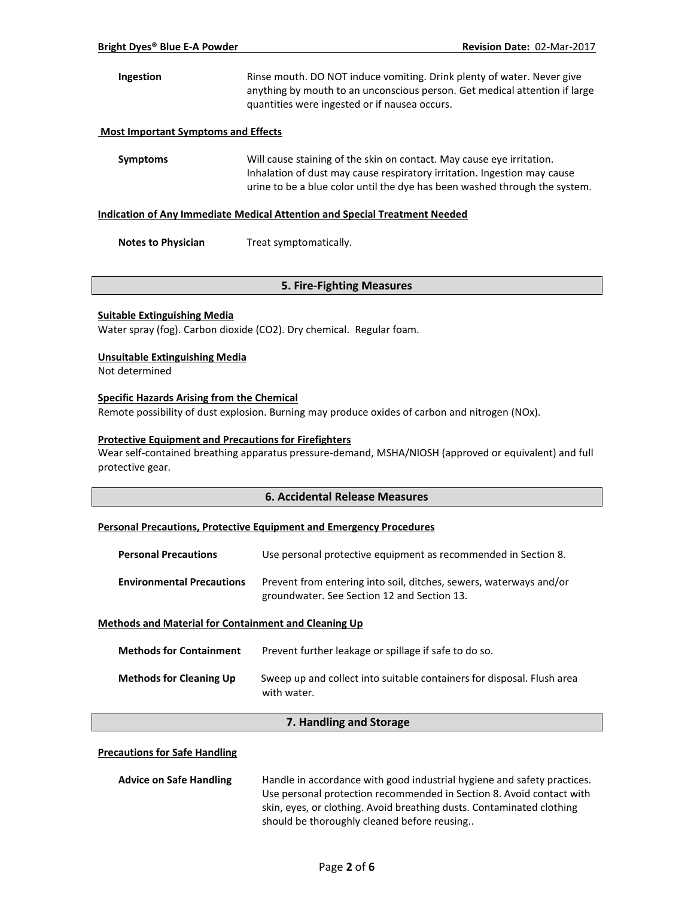**Ingestion** Rinse mouth. DO NOT induce vomiting. Drink plenty of water. Never give anything by mouth to an unconscious person. Get medical attention if large quantities were ingested or if nausea occurs.

### Most Important Symptoms and Effects

**Symptoms** Will cause staining of the skin on contact. May cause eye irritation. Inhalation of dust may cause respiratory irritation. Ingestion may cause urine to be a blue color until the dye has been washed through the system.

### Indication of Any Immediate Medical Attention and Special Treatment Needed

**Notes to Physician** Treat symptomatically.

## 5. Fire-Fighting Measures

### Suitable Extinguishing Media

Water spray (fog). Carbon dioxide ($CO_2$). Dry chemical. Regular foam.

### Unsuitable Extinguishing Media

Not determined

### Specific Hazards Arising from the Chemical

Remote possibility of dust explosion. Burning may produce oxides of carbon and nitrogen (NOx).

### Protective Equipment and Precautions for Firefighters

Wear self-contained breathing apparatus pressure-demand, MSHA/NIOSH (approved or equivalent) and full protective gear.

## 6. Accidental Release Measures

### Personal Precautions, Protective Equipment and Emergency Procedures

**Personal Precautions** Use personal protective equipment as recommended in Section 8.

**Environmental Precautions** Prevent from entering into soil, ditches, sewers, waterways and/or groundwater. See Section 12 and Section 13.

### Methods and Material for Containment and Cleaning Up

**Methods for Containment** Prevent further leakage or spillage if safe to do so.

**Methods for Cleaning Up** Sweep up and collect into suitable containers for disposal. Flush area with water.

## 7. Handling and Storage

### Precautions for Safe Handling

**Advice on Safe Handling** Handle in accordance with good industrial hygiene and safety practices. Use personal protection recommended in Section 8. Avoid contact with skin, eyes, or clothing. Avoid breathing dusts. Contaminated clothing should be thoroughly cleaned before reusing..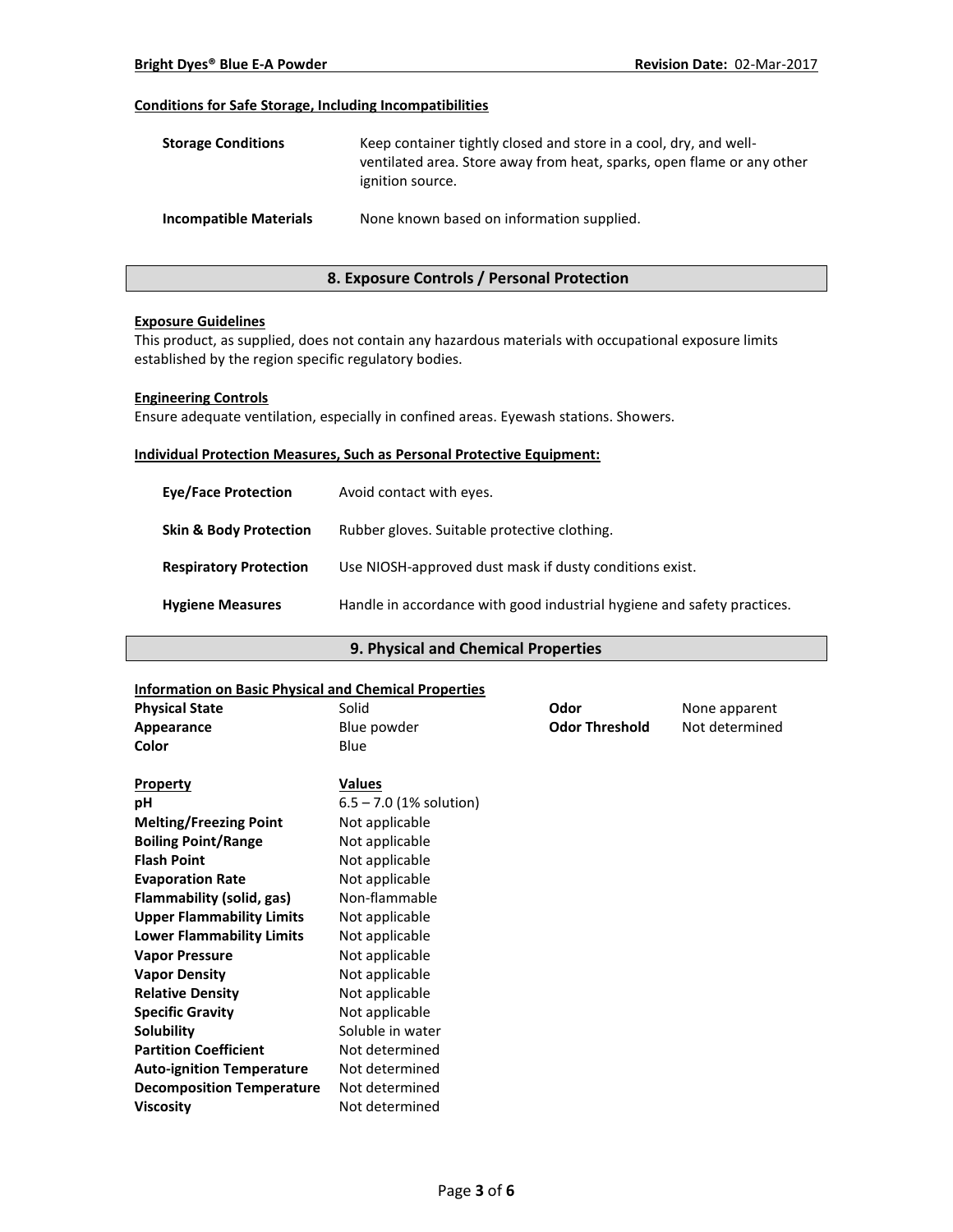**Conditions for Safe Storage, Including Incompatibilities**

| | |
|---|---|
| **Storage Conditions** | Keep container tightly closed and store in a cool, dry, and well-ventilated area. Store away from heat, sparks, open flame or any other ignition source. |
| **Incompatible Materials** | None known based on information supplied. |

## 8. Exposure Controls / Personal Protection

**Exposure Guidelines**

This product, as supplied, does not contain any hazardous materials with occupational exposure limits established by the region specific regulatory bodies.

**Engineering Controls**

Ensure adequate ventilation, especially in confined areas. Eyewash stations. Showers.

**Individual Protection Measures, Such as Personal Protective Equipment:**

| | |
|---|---|
| **Eye/Face Protection** | Avoid contact with eyes. |
| **Skin & Body Protection** | Rubber gloves. Suitable protective clothing. |
| **Respiratory Protection** | Use NIOSH-approved dust mask if dusty conditions exist. |
| **Hygiene Measures** | Handle in accordance with good industrial hygiene and safety practices. |

## 9. Physical and Chemical Properties

**Information on Basic Physical and Chemical Properties**

| | | | |
|---|---|---|---|
| **Physical State** | Solid | **Odor** | None apparent |
| **Appearance** | Blue powder | **Odor Threshold** | Not determined |
| **Color** | Blue | | |

| **Property** | **Values** |
|---|---|
| **pH** | 6.5 – 7.0 (1% solution) |
| **Melting/Freezing Point** | Not applicable |
| **Boiling Point/Range** | Not applicable |
| **Flash Point** | Not applicable |
| **Evaporation Rate** | Not applicable |
| **Flammability (solid, gas)** | Non-flammable |
| **Upper Flammability Limits** | Not applicable |
| **Lower Flammability Limits** | Not applicable |
| **Vapor Pressure** | Not applicable |
| **Vapor Density** | Not applicable |
| **Relative Density** | Not applicable |
| **Specific Gravity** | Not applicable |
| **Solubility** | Soluble in water |
| **Partition Coefficient** | Not determined |
| **Auto-ignition Temperature** | Not determined |
| **Decomposition Temperature** | Not determined |
| **Viscosity** | Not determined |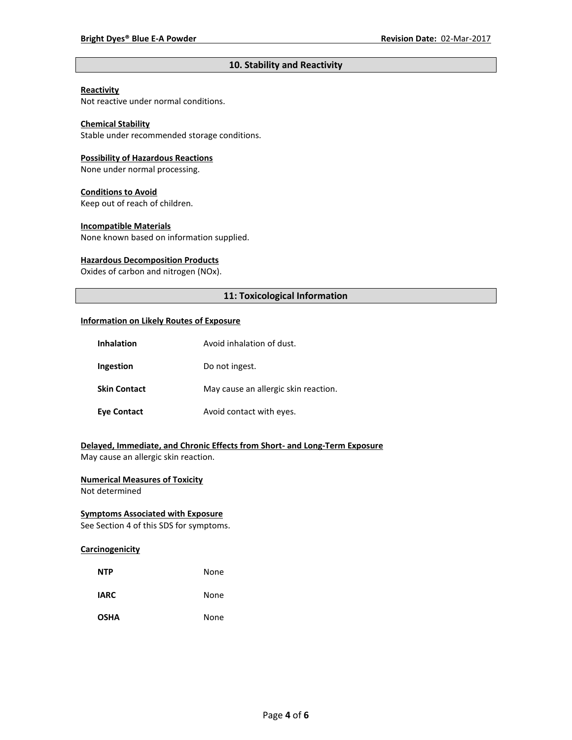## 10. Stability and Reactivity

**Reactivity**

Not reactive under normal conditions.

**Chemical Stability**

Stable under recommended storage conditions.

**Possibility of Hazardous Reactions**

None under normal processing.

**Conditions to Avoid**

Keep out of reach of children.

**Incompatible Materials**

None known based on information supplied.

**Hazardous Decomposition Products**

Oxides of carbon and nitrogen (NOx).

## 11: Toxicological Information

**Information on Likely Routes of Exposure**

| | |
|---|---|
| **Inhalation** | Avoid inhalation of dust. |
| **Ingestion** | Do not ingest. |
| **Skin Contact** | May cause an allergic skin reaction. |
| **Eye Contact** | Avoid contact with eyes. |

**Delayed, Immediate, and Chronic Effects from Short- and Long-Term Exposure**

May cause an allergic skin reaction.

**Numerical Measures of Toxicity**

Not determined

**Symptoms Associated with Exposure**

See Section 4 of this SDS for symptoms.

**Carcinogenicity**

| | |
|---|---|
| **NTP** | None |
| **IARC** | None |
| **OSHA** | None |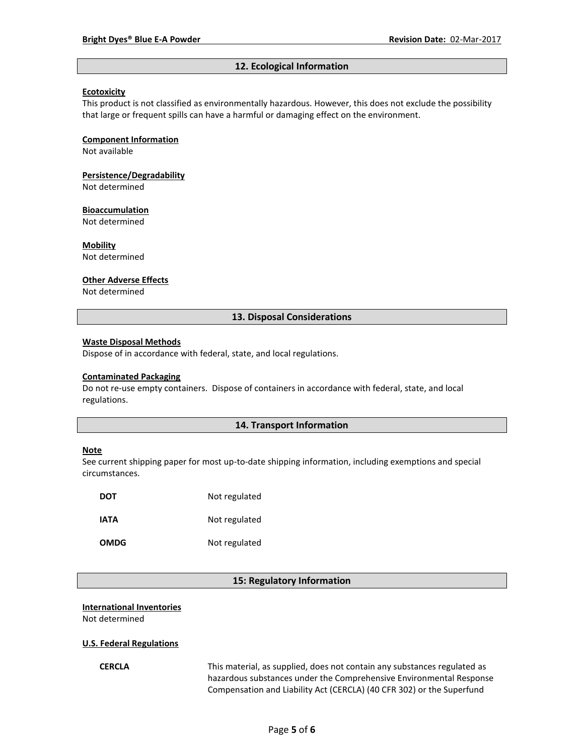## 12. Ecological Information

**Ecotoxicity**

This product is not classified as environmentally hazardous. However, this does not exclude the possibility that large or frequent spills can have a harmful or damaging effect on the environment.

**Component Information**

Not available

**Persistence/Degradability**

Not determined

**Bioaccumulation**

Not determined

**Mobility**

Not determined

**Other Adverse Effects**

Not determined

## 13. Disposal Considerations

**Waste Disposal Methods**

Dispose of in accordance with federal, state, and local regulations.

**Contaminated Packaging**

Do not re-use empty containers. Dispose of containers in accordance with federal, state, and local regulations.

## 14. Transport Information

**Note**

See current shipping paper for most up-to-date shipping information, including exemptions and special circumstances.

| | |
|---|---|
| **DOT** | Not regulated |
| **IATA** | Not regulated |
| **OMDG** | Not regulated |

## 15: Regulatory Information

**International Inventories**

Not determined

**U.S. Federal Regulations**

| | |
|---|---|
| **CERCLA** | This material, as supplied, does not contain any substances regulated as hazardous substances under the Comprehensive Environmental Response Compensation and Liability Act (CERCLA) (40 CFR 302) or the Superfund |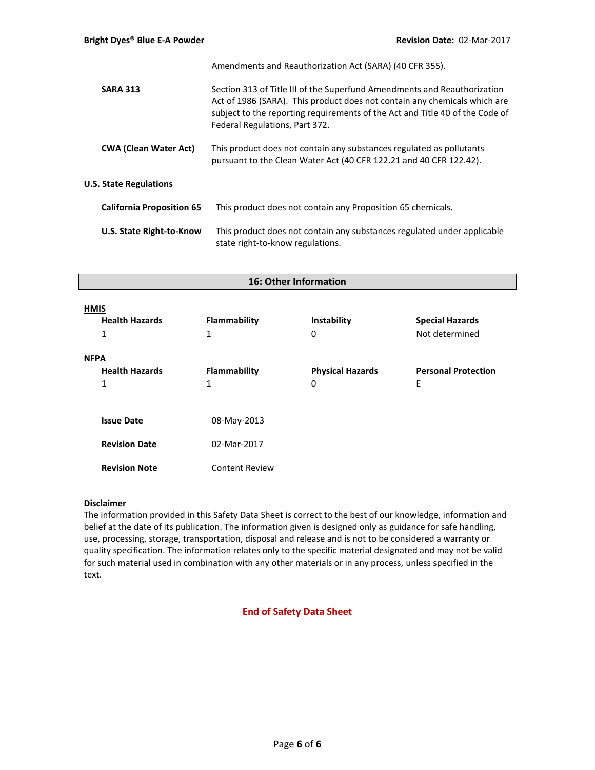Amendments and Reauthorization Act (SARA) (40 CFR 355).

| | |
|---|---|
| **SARA 313** | Section 313 of Title III of the Superfund Amendments and Reauthorization Act of 1986 (SARA). This product does not contain any chemicals which are subject to the reporting requirements of the Act and Title 40 of the Code of Federal Regulations, Part 372. |
| **CWA (Clean Water Act)** | This product does not contain any substances regulated as pollutants pursuant to the Clean Water Act (40 CFR 122.21 and 40 CFR 122.42). |

**U.S. State Regulations**

| | |
|---|---|
| **California Proposition 65** | This product does not contain any Proposition 65 chemicals. |
| **U.S. State Right-to-Know** | This product does not contain any substances regulated under applicable state right-to-know regulations. |

## 16: Other Information

**HMIS**

| Health Hazards | Flammability | Instability | Special Hazards |
|---|---|---|---|
| 1 | 1 | 0 | Not determined |

**NFPA**

| Health Hazards | Flammability | Physical Hazards | Personal Protection |
|---|---|---|---|
| 1 | 1 | 0 | E |

| | |
|---|---|
| **Issue Date** | 08-May-2013 |
| **Revision Date** | 02-Mar-2017 |
| **Revision Note** | Content Review |

**Disclaimer**

The information provided in this Safety Data Sheet is correct to the best of our knowledge, information and belief at the date of its publication. The information given is designed only as guidance for safe handling, use, processing, storage, transportation, disposal and release and is not to be considered a warranty or quality specification. The information relates only to the specific material designated and may not be valid for such material used in combination with any other materials or in any process, unless specified in the text.

**End of Safety Data Sheet**